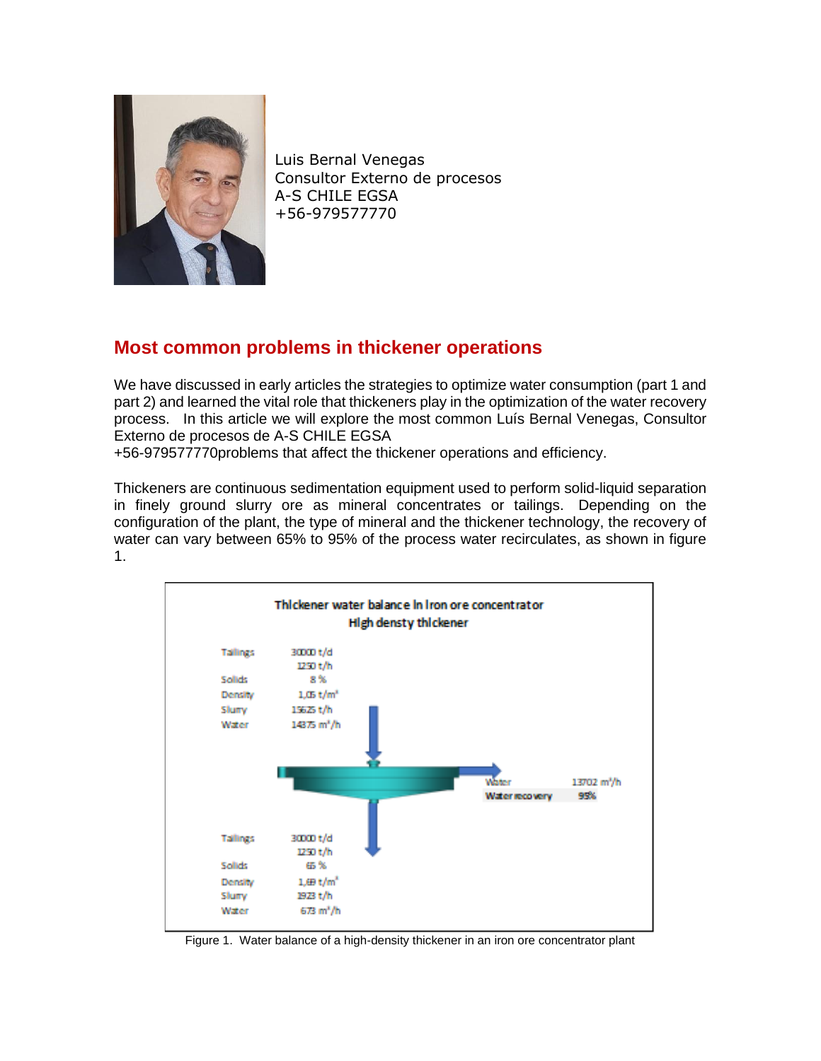Luis Bernal Venegas
Consultor Externo de procesos
A-S CHILE EGSA
+56-979577770

## Most common problems in thickener operations

We have discussed in early articles the strategies to optimize water consumption (part 1 and part 2) and learned the vital role that thickeners play in the optimization of the water recovery process. In this article we will explore the most common Luís Bernal Venegas, Consultor Externo de procesos de A-S CHILE EGSA
+56-979577770problems that affect the thickener operations and efficiency.

Thickeners are continuous sedimentation equipment used to perform solid-liquid separation in finely ground slurry ore as mineral concentrates or tailings. Depending on the configuration of the plant, the type of mineral and the thickener technology, the recovery of water can vary between 65% to 95% of the process water recirculates, as shown in figure 1.

**Thickener water balance in iron ore concentrator**
**High densty thickener**

Feed:

| | |
|---|---|
| Tailings | 30000 t/d |
| | 1250 t/h |
| Solids | 8 % |
| Density | 1,05 t/m³ |
| Slurry | 15625 t/h |
| Water | 14375 m³/h |

Overflow:

| | |
|---|---|
| Water | 13702 m³/h |
| Water recovery | 95% |

Underflow:

| | |
|---|---|
| Tailings | 30000 t/d |
| | 1250 t/h |
| Solids | 65 % |
| Density | 1,69 t/m³ |
| Slurry | 1923 t/h |
| Water | 673 m³/h |

Figure 1. Water balance of a high-density thickener in an iron ore concentrator plant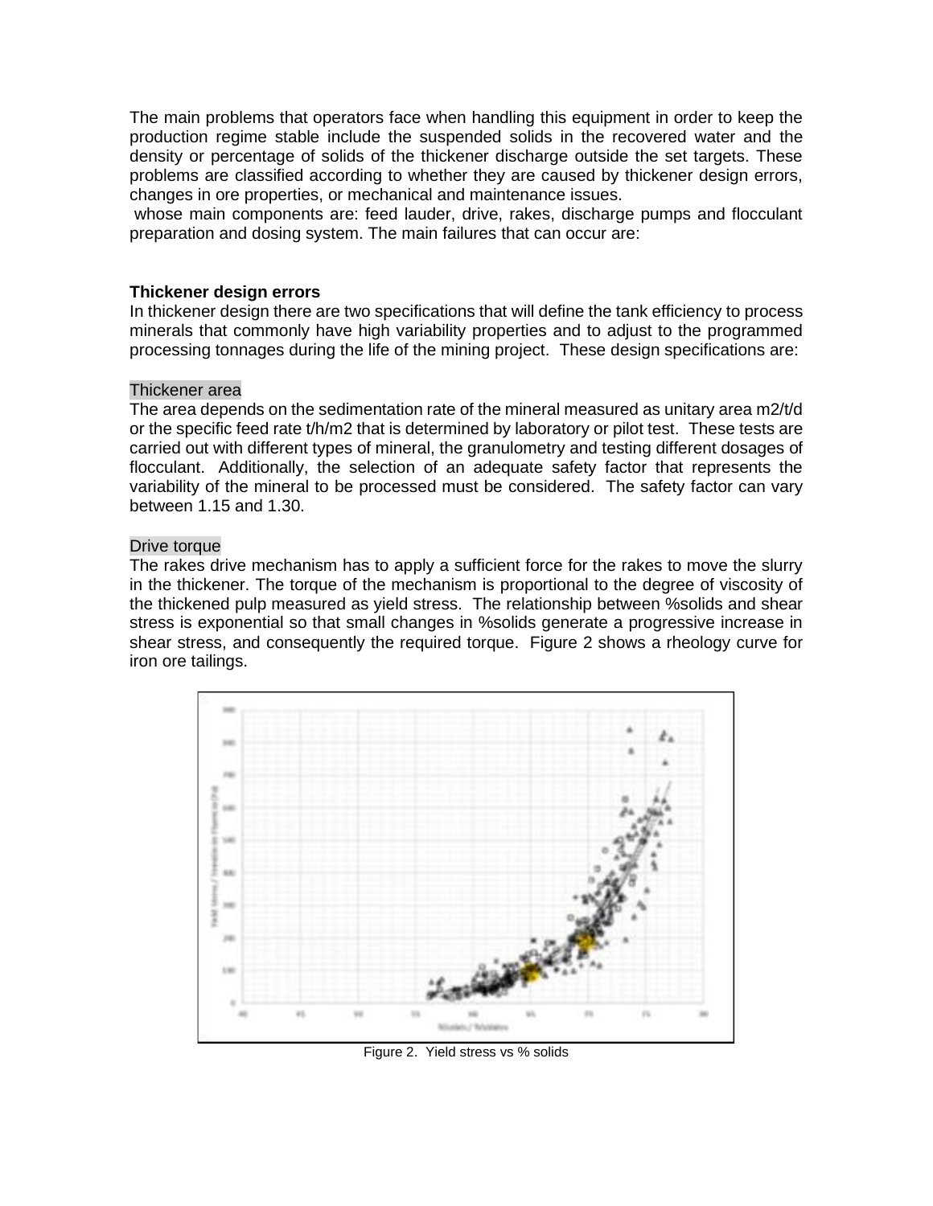The main problems that operators face when handling this equipment in order to keep the production regime stable include the suspended solids in the recovered water and the density or percentage of solids of the thickener discharge outside the set targets. These problems are classified according to whether they are caused by thickener design errors, changes in ore properties, or mechanical and maintenance issues.

whose main components are: feed lauder, drive, rakes, discharge pumps and flocculant preparation and dosing system. The main failures that can occur are:

**Thickener design errors**

In thickener design there are two specifications that will define the tank efficiency to process minerals that commonly have high variability properties and to adjust to the programmed processing tonnages during the life of the mining project. These design specifications are:

Thickener area

The area depends on the sedimentation rate of the mineral measured as unitary area m2/t/d or the specific feed rate t/h/m2 that is determined by laboratory or pilot test. These tests are carried out with different types of mineral, the granulometry and testing different dosages of flocculant. Additionally, the selection of an adequate safety factor that represents the variability of the mineral to be processed must be considered. The safety factor can vary between 1.15 and 1.30.

Drive torque

The rakes drive mechanism has to apply a sufficient force for the rakes to move the slurry in the thickener. The torque of the mechanism is proportional to the degree of viscosity of the thickened pulp measured as yield stress. The relationship between %solids and shear stress is exponential so that small changes in %solids generate a progressive increase in shear stress, and consequently the required torque. Figure 2 shows a rheology curve for iron ore tailings.

Figure 2. Yield stress vs % solids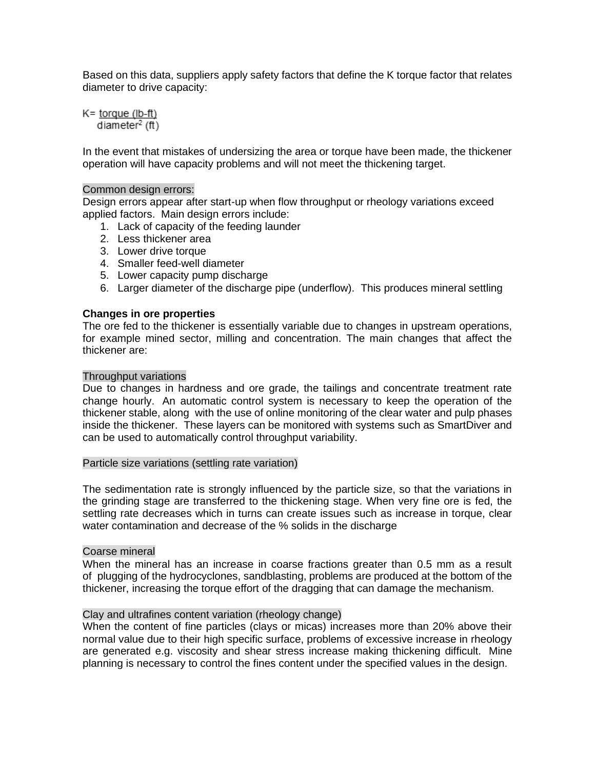Based on this data, suppliers apply safety factors that define the K torque factor that relates diameter to drive capacity:

$$K = \frac{\text{torque (lb-ft)}}{\text{diameter}^2 \text{ (ft)}}$$

In the event that mistakes of undersizing the area or torque have been made, the thickener operation will have capacity problems and will not meet the thickening target.

Common design errors:

Design errors appear after start-up when flow throughput or rheology variations exceed applied factors. Main design errors include:

1. Lack of capacity of the feeding launder
2. Less thickener area
3. Lower drive torque
4. Smaller feed-well diameter
5. Lower capacity pump discharge
6. Larger diameter of the discharge pipe (underflow). This produces mineral settling

**Changes in ore properties**

The ore fed to the thickener is essentially variable due to changes in upstream operations, for example mined sector, milling and concentration. The main changes that affect the thickener are:

Throughput variations

Due to changes in hardness and ore grade, the tailings and concentrate treatment rate change hourly. An automatic control system is necessary to keep the operation of the thickener stable, along with the use of online monitoring of the clear water and pulp phases inside the thickener. These layers can be monitored with systems such as SmartDiver and can be used to automatically control throughput variability.

Particle size variations (settling rate variation)

The sedimentation rate is strongly influenced by the particle size, so that the variations in the grinding stage are transferred to the thickening stage. When very fine ore is fed, the settling rate decreases which in turns can create issues such as increase in torque, clear water contamination and decrease of the % solids in the discharge

Coarse mineral

When the mineral has an increase in coarse fractions greater than 0.5 mm as a result of plugging of the hydrocyclones, sandblasting, problems are produced at the bottom of the thickener, increasing the torque effort of the dragging that can damage the mechanism.

Clay and ultrafines content variation (rheology change)

When the content of fine particles (clays or micas) increases more than 20% above their normal value due to their high specific surface, problems of excessive increase in rheology are generated e.g. viscosity and shear stress increase making thickening difficult. Mine planning is necessary to control the fines content under the specified values in the design.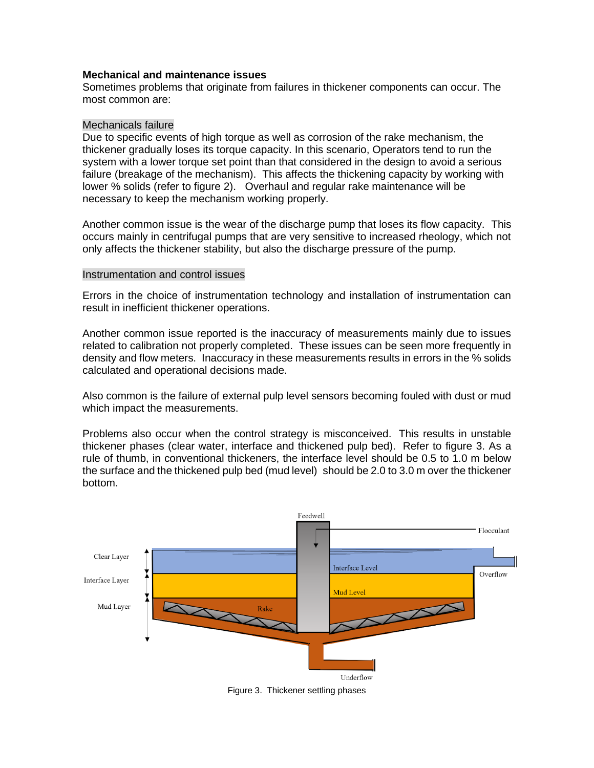**Mechanical and maintenance issues**

Sometimes problems that originate from failures in thickener components can occur. The most common are:

Mechanicals failure

Due to specific events of high torque as well as corrosion of the rake mechanism, the thickener gradually loses its torque capacity. In this scenario, Operators tend to run the system with a lower torque set point than that considered in the design to avoid a serious failure (breakage of the mechanism). This affects the thickening capacity by working with lower % solids (refer to figure 2). Overhaul and regular rake maintenance will be necessary to keep the mechanism working properly.

Another common issue is the wear of the discharge pump that loses its flow capacity. This occurs mainly in centrifugal pumps that are very sensitive to increased rheology, which not only affects the thickener stability, but also the discharge pressure of the pump.

Instrumentation and control issues

Errors in the choice of instrumentation technology and installation of instrumentation can result in inefficient thickener operations.

Another common issue reported is the inaccuracy of measurements mainly due to issues related to calibration not properly completed. These issues can be seen more frequently in density and flow meters. Inaccuracy in these measurements results in errors in the % solids calculated and operational decisions made.

Also common is the failure of external pulp level sensors becoming fouled with dust or mud which impact the measurements.

Problems also occur when the control strategy is misconceived. This results in unstable thickener phases (clear water, interface and thickened pulp bed). Refer to figure 3. As a rule of thumb, in conventional thickeners, the interface level should be 0.5 to 1.0 m below the surface and the thickened pulp bed (mud level) should be 2.0 to 3.0 m over the thickener bottom.

Figure 3. Thickener settling phases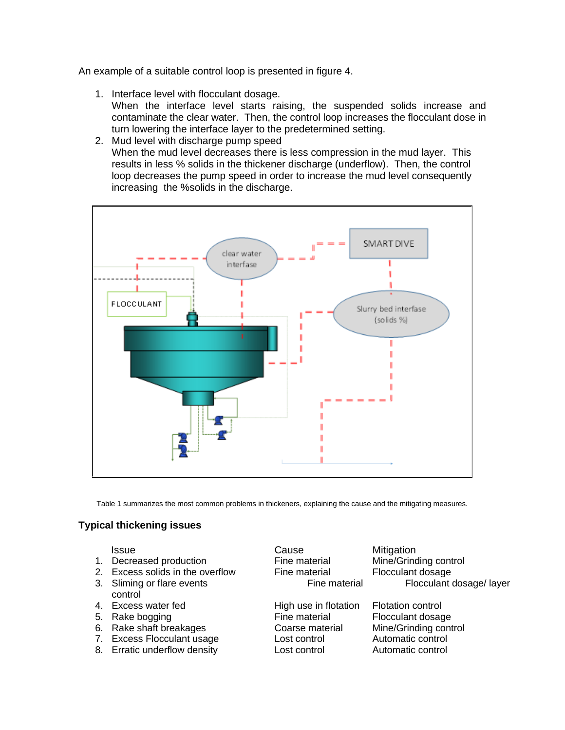An example of a suitable control loop is presented in figure 4.

1. Interface level with flocculant dosage.
   When the interface level starts raising, the suspended solids increase and contaminate the clear water. Then, the control loop increases the flocculant dose in turn lowering the interface layer to the predetermined setting.
2. Mud level with discharge pump speed
   When the mud level decreases there is less compression in the mud layer. This results in less % solids in the thickener discharge (underflow). Then, the control loop decreases the pump speed in order to increase the mud level consequently increasing the %solids in the discharge.

Table 1 summarizes the most common problems in thickeners, explaining the cause and the mitigating measures.

## Typical thickening issues

| | Issue | Cause | Mitigation |
|---|---|---|---|
| 1. | Decreased production | Fine material | Mine/Grinding control |
| 2. | Excess solids in the overflow | Fine material | Flocculant dosage |
| 3. | Sliming or flare events | Fine material | Flocculant dosage/ layer control |
| 4. | Excess water fed | High use in flotation | Flotation control |
| 5. | Rake bogging | Fine material | Flocculant dosage |
| 6. | Rake shaft breakages | Coarse material | Mine/Grinding control |
| 7. | Excess Flocculant usage | Lost control | Automatic control |
| 8. | Erratic underflow density | Lost control | Automatic control |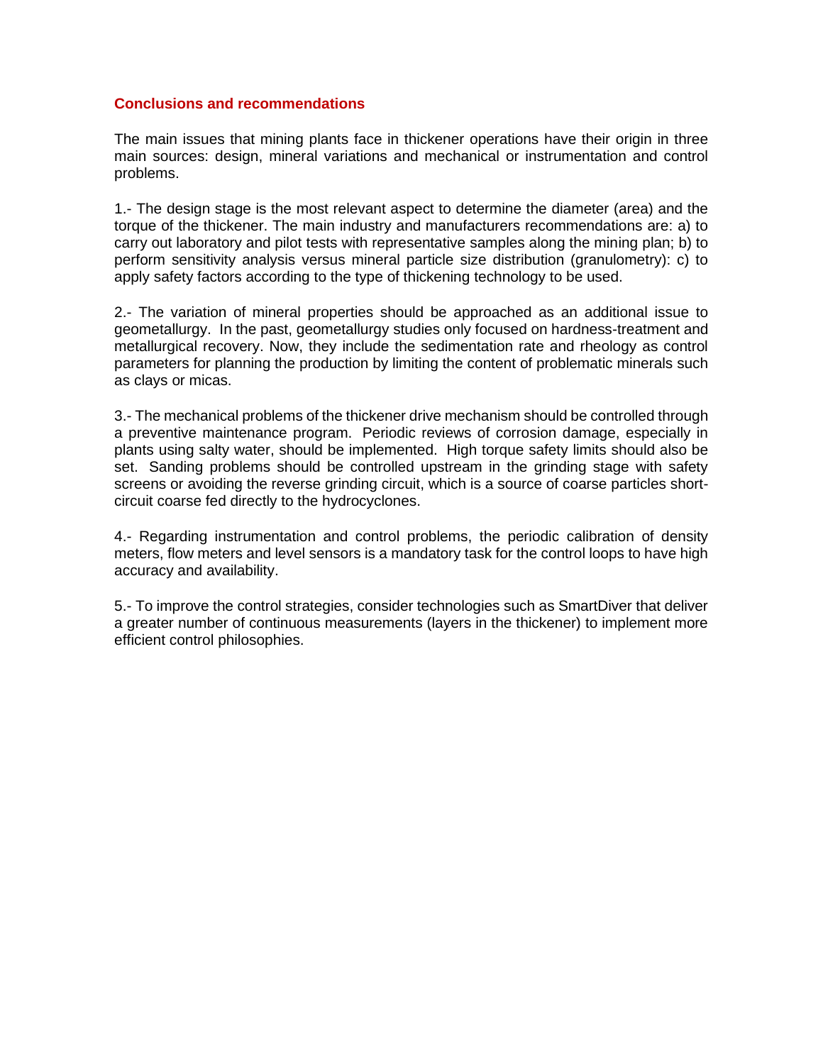## Conclusions and recommendations

The main issues that mining plants face in thickener operations have their origin in three main sources: design, mineral variations and mechanical or instrumentation and control problems.

1.- The design stage is the most relevant aspect to determine the diameter (area) and the torque of the thickener. The main industry and manufacturers recommendations are: a) to carry out laboratory and pilot tests with representative samples along the mining plan; b) to perform sensitivity analysis versus mineral particle size distribution (granulometry): c) to apply safety factors according to the type of thickening technology to be used.

2.- The variation of mineral properties should be approached as an additional issue to geometallurgy. In the past, geometallurgy studies only focused on hardness-treatment and metallurgical recovery. Now, they include the sedimentation rate and rheology as control parameters for planning the production by limiting the content of problematic minerals such as clays or micas.

3.- The mechanical problems of the thickener drive mechanism should be controlled through a preventive maintenance program. Periodic reviews of corrosion damage, especially in plants using salty water, should be implemented. High torque safety limits should also be set. Sanding problems should be controlled upstream in the grinding stage with safety screens or avoiding the reverse grinding circuit, which is a source of coarse particles short-circuit coarse fed directly to the hydrocyclones.

4.- Regarding instrumentation and control problems, the periodic calibration of density meters, flow meters and level sensors is a mandatory task for the control loops to have high accuracy and availability.

5.- To improve the control strategies, consider technologies such as SmartDiver that deliver a greater number of continuous measurements (layers in the thickener) to implement more efficient control philosophies.